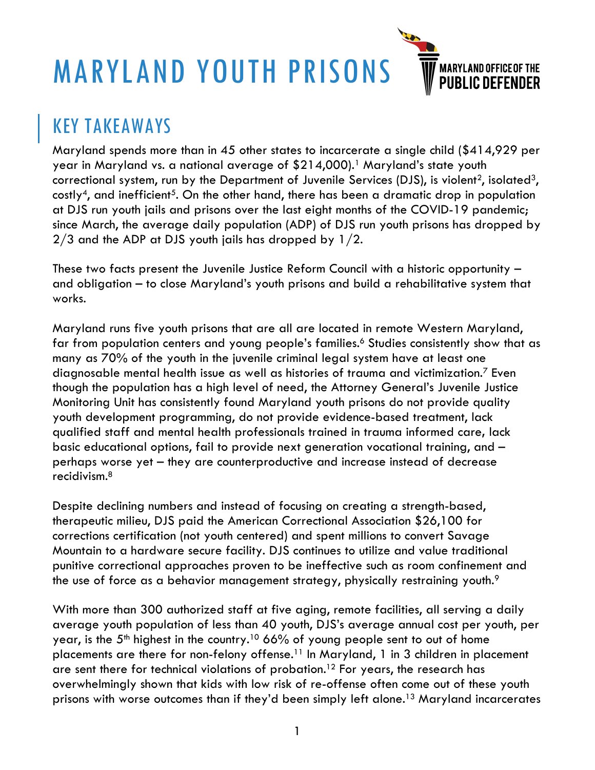# MARYLAND YOUTH PRISONS

MARYLAND OFFICE OF THE PUBLIC DEFENDER

## KEY TAKEAWAYS

Maryland spends more than in 45 other states to incarcerate a single child ($414,929 per year in Maryland vs. a national average of $214,000).[1] Maryland's state youth correctional system, run by the Department of Juvenile Services (DJS), is violent[2], isolated[3], costly[4], and inefficient[5]. On the other hand, there has been a dramatic drop in population at DJS run youth jails and prisons over the last eight months of the COVID-19 pandemic; since March, the average daily population (ADP) of DJS run youth prisons has dropped by 2/3 and the ADP at DJS youth jails has dropped by 1/2.

These two facts present the Juvenile Justice Reform Council with a historic opportunity – and obligation – to close Maryland's youth prisons and build a rehabilitative system that works.

Maryland runs five youth prisons that are all are located in remote Western Maryland, far from population centers and young people's families.[6] Studies consistently show that as many as 70% of the youth in the juvenile criminal legal system have at least one diagnosable mental health issue as well as histories of trauma and victimization.[7] Even though the population has a high level of need, the Attorney General's Juvenile Justice Monitoring Unit has consistently found Maryland youth prisons do not provide quality youth development programming, do not provide evidence-based treatment, lack qualified staff and mental health professionals trained in trauma informed care, lack basic educational options, fail to provide next generation vocational training, and – perhaps worse yet – they are counterproductive and increase instead of decrease recidivism.[8]

Despite declining numbers and instead of focusing on creating a strength-based, therapeutic milieu, DJS paid the American Correctional Association $26,100 for corrections certification (not youth centered) and spent millions to convert Savage Mountain to a hardware secure facility. DJS continues to utilize and value traditional punitive correctional approaches proven to be ineffective such as room confinement and the use of force as a behavior management strategy, physically restraining youth.[9]

With more than 300 authorized staff at five aging, remote facilities, all serving a daily average youth population of less than 40 youth, DJS's average annual cost per youth, per year, is the 5th highest in the country.[10] 66% of young people sent to out of home placements are there for non-felony offense.[11] In Maryland, 1 in 3 children in placement are sent there for technical violations of probation.[12] For years, the research has overwhelmingly shown that kids with low risk of re-offense often come out of these youth prisons with worse outcomes than if they'd been simply left alone.[13] Maryland incarcerates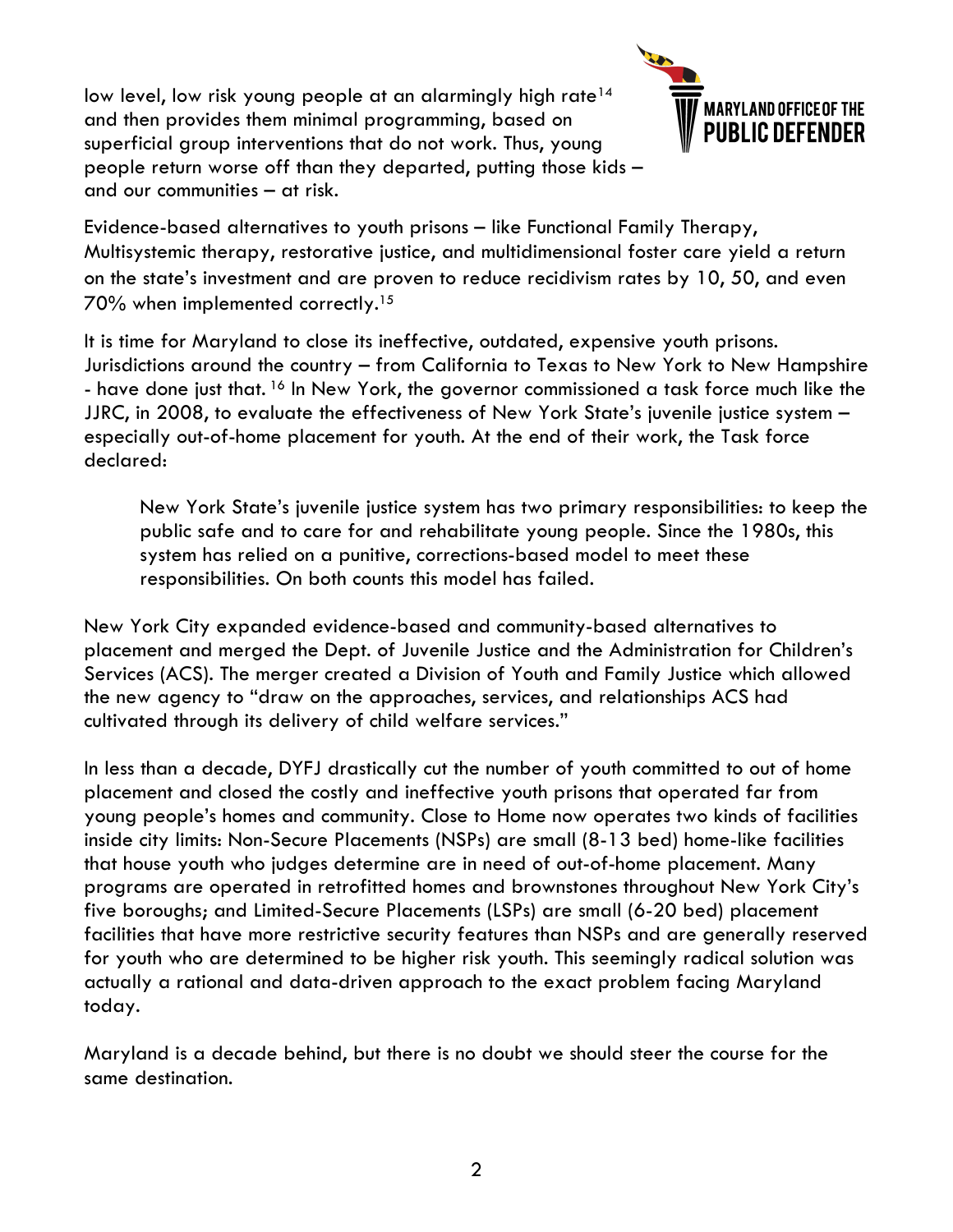low level, low risk young people at an alarmingly high rate[14] and then provides them minimal programming, based on superficial group interventions that do not work. Thus, young people return worse off than they departed, putting those kids – and our communities – at risk.

Evidence-based alternatives to youth prisons – like Functional Family Therapy, Multisystemic therapy, restorative justice, and multidimensional foster care yield a return on the state's investment and are proven to reduce recidivism rates by 10, 50, and even 70% when implemented correctly.[15]

It is time for Maryland to close its ineffective, outdated, expensive youth prisons. Jurisdictions around the country – from California to Texas to New York to New Hampshire - have done just that. [16] In New York, the governor commissioned a task force much like the JJRC, in 2008, to evaluate the effectiveness of New York State's juvenile justice system – especially out-of-home placement for youth. At the end of their work, the Task force declared:

> New York State's juvenile justice system has two primary responsibilities: to keep the public safe and to care for and rehabilitate young people. Since the 1980s, this system has relied on a punitive, corrections-based model to meet these responsibilities. On both counts this model has failed.

New York City expanded evidence-based and community-based alternatives to placement and merged the Dept. of Juvenile Justice and the Administration for Children's Services (ACS). The merger created a Division of Youth and Family Justice which allowed the new agency to "draw on the approaches, services, and relationships ACS had cultivated through its delivery of child welfare services."

In less than a decade, DYFJ drastically cut the number of youth committed to out of home placement and closed the costly and ineffective youth prisons that operated far from young people's homes and community. Close to Home now operates two kinds of facilities inside city limits: Non-Secure Placements (NSPs) are small (8-13 bed) home-like facilities that house youth who judges determine are in need of out-of-home placement. Many programs are operated in retrofitted homes and brownstones throughout New York City's five boroughs; and Limited-Secure Placements (LSPs) are small (6-20 bed) placement facilities that have more restrictive security features than NSPs and are generally reserved for youth who are determined to be higher risk youth. This seemingly radical solution was actually a rational and data-driven approach to the exact problem facing Maryland today.

Maryland is a decade behind, but there is no doubt we should steer the course for the same destination.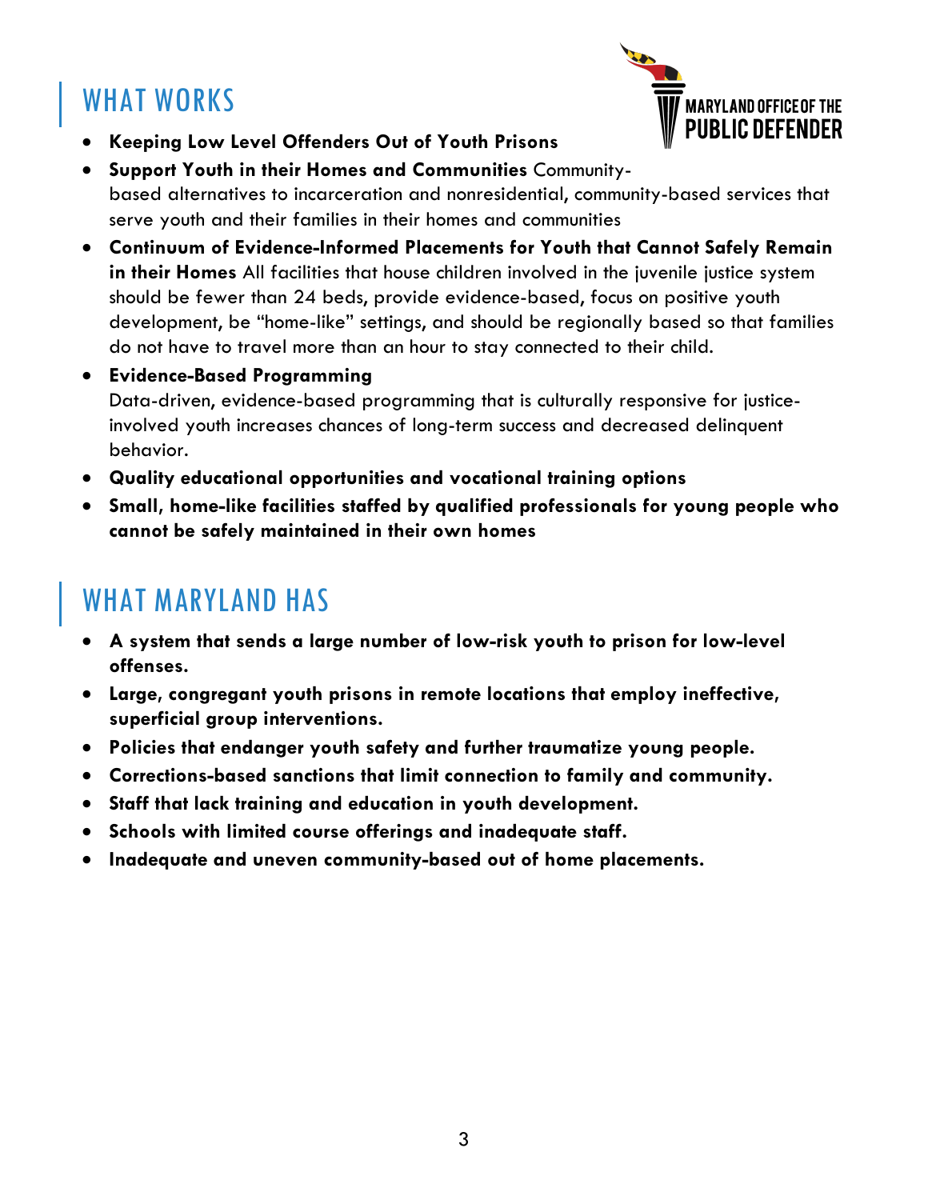## WHAT WORKS

- **Keeping Low Level Offenders Out of Youth Prisons**
- **Support Youth in their Homes and Communities** Community-based alternatives to incarceration and nonresidential, community-based services that serve youth and their families in their homes and communities
- **Continuum of Evidence-Informed Placements for Youth that Cannot Safely Remain in their Homes** All facilities that house children involved in the juvenile justice system should be fewer than 24 beds, provide evidence-based, focus on positive youth development, be "home-like" settings, and should be regionally based so that families do not have to travel more than an hour to stay connected to their child.
- **Evidence-Based Programming**
  Data-driven, evidence-based programming that is culturally responsive for justice-involved youth increases chances of long-term success and decreased delinquent behavior.
- **Quality educational opportunities and vocational training options**
- **Small, home-like facilities staffed by qualified professionals for young people who cannot be safely maintained in their own homes**

## WHAT MARYLAND HAS

- **A system that sends a large number of low-risk youth to prison for low-level offenses.**
- **Large, congregant youth prisons in remote locations that employ ineffective, superficial group interventions.**
- **Policies that endanger youth safety and further traumatize young people.**
- **Corrections-based sanctions that limit connection to family and community.**
- **Staff that lack training and education in youth development.**
- **Schools with limited course offerings and inadequate staff.**
- **Inadequate and uneven community-based out of home placements.**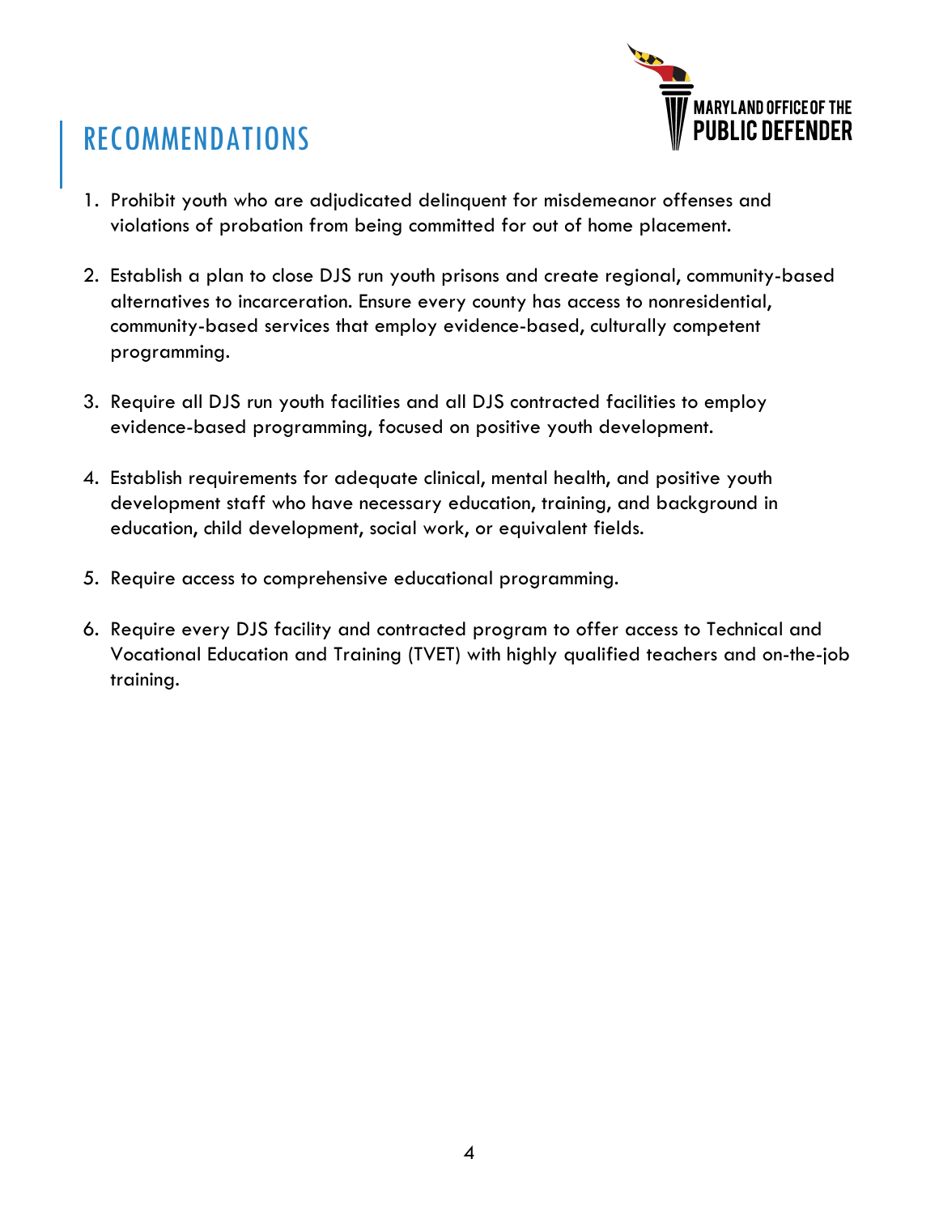# RECOMMENDATIONS

1. Prohibit youth who are adjudicated delinquent for misdemeanor offenses and violations of probation from being committed for out of home placement.

2. Establish a plan to close DJS run youth prisons and create regional, community-based alternatives to incarceration. Ensure every county has access to nonresidential, community-based services that employ evidence-based, culturally competent programming.

3. Require all DJS run youth facilities and all DJS contracted facilities to employ evidence-based programming, focused on positive youth development.

4. Establish requirements for adequate clinical, mental health, and positive youth development staff who have necessary education, training, and background in education, child development, social work, or equivalent fields.

5. Require access to comprehensive educational programming.

6. Require every DJS facility and contracted program to offer access to Technical and Vocational Education and Training (TVET) with highly qualified teachers and on-the-job training.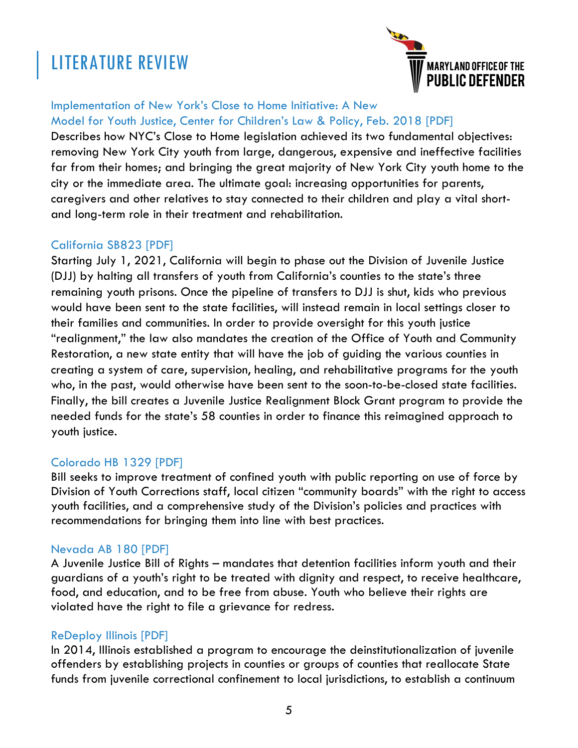# LITERATURE REVIEW

MARYLAND OFFICE OF THE PUBLIC DEFENDER

Implementation of New York's Close to Home Initiative: A New Model for Youth Justice, Center for Children's Law & Policy, Feb. 2018 [PDF]

Describes how NYC's Close to Home legislation achieved its two fundamental objectives: removing New York City youth from large, dangerous, expensive and ineffective facilities far from their homes; and bringing the great majority of New York City youth home to the city or the immediate area. The ultimate goal: increasing opportunities for parents, caregivers and other relatives to stay connected to their children and play a vital short- and long-term role in their treatment and rehabilitation.

California SB823 [PDF]

Starting July 1, 2021, California will begin to phase out the Division of Juvenile Justice (DJJ) by halting all transfers of youth from California's counties to the state's three remaining youth prisons. Once the pipeline of transfers to DJJ is shut, kids who previous would have been sent to the state facilities, will instead remain in local settings closer to their families and communities. In order to provide oversight for this youth justice "realignment," the law also mandates the creation of the Office of Youth and Community Restoration, a new state entity that will have the job of guiding the various counties in creating a system of care, supervision, healing, and rehabilitative programs for the youth who, in the past, would otherwise have been sent to the soon-to-be-closed state facilities. Finally, the bill creates a Juvenile Justice Realignment Block Grant program to provide the needed funds for the state's 58 counties in order to finance this reimagined approach to youth justice.

Colorado HB 1329 [PDF]

Bill seeks to improve treatment of confined youth with public reporting on use of force by Division of Youth Corrections staff, local citizen "community boards" with the right to access youth facilities, and a comprehensive study of the Division's policies and practices with recommendations for bringing them into line with best practices.

Nevada AB 180 [PDF]

A Juvenile Justice Bill of Rights – mandates that detention facilities inform youth and their guardians of a youth's right to be treated with dignity and respect, to receive healthcare, food, and education, and to be free from abuse. Youth who believe their rights are violated have the right to file a grievance for redress.

ReDeploy Illinois [PDF]

In 2014, Illinois established a program to encourage the deinstitutionalization of juvenile offenders by establishing projects in counties or groups of counties that reallocate State funds from juvenile correctional confinement to local jurisdictions, to establish a continuum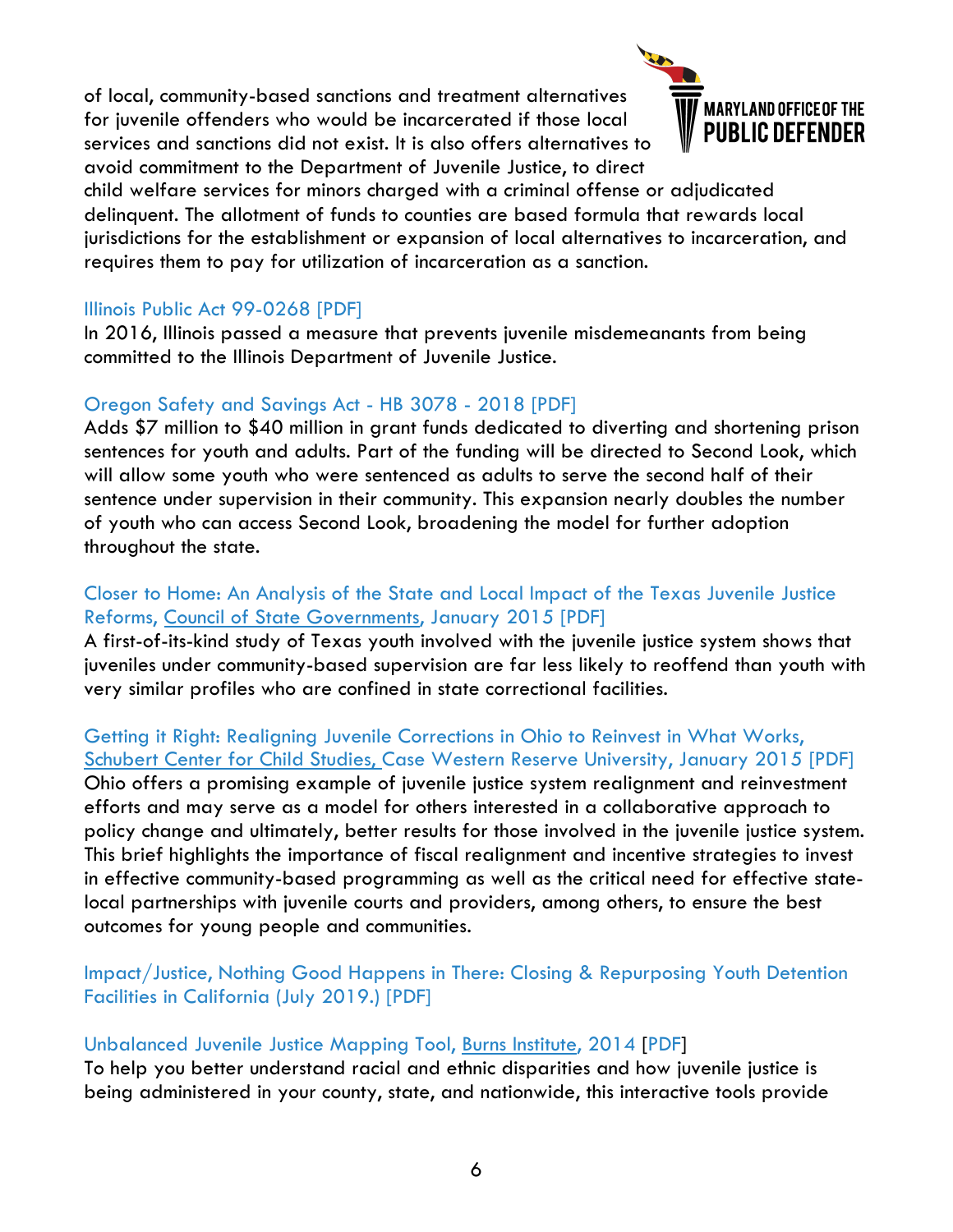of local, community-based sanctions and treatment alternatives for juvenile offenders who would be incarcerated if those local services and sanctions did not exist. It is also offers alternatives to avoid commitment to the Department of Juvenile Justice, to direct child welfare services for minors charged with a criminal offense or adjudicated delinquent. The allotment of funds to counties are based formula that rewards local jurisdictions for the establishment or expansion of local alternatives to incarceration, and requires them to pay for utilization of incarceration as a sanction.

Illinois Public Act 99-0268 [PDF]
In 2016, Illinois passed a measure that prevents juvenile misdemeanants from being committed to the Illinois Department of Juvenile Justice.

Oregon Safety and Savings Act - HB 3078 - 2018 [PDF]
Adds $7 million to $40 million in grant funds dedicated to diverting and shortening prison sentences for youth and adults. Part of the funding will be directed to Second Look, which will allow some youth who were sentenced as adults to serve the second half of their sentence under supervision in their community. This expansion nearly doubles the number of youth who can access Second Look, broadening the model for further adoption throughout the state.

Closer to Home: An Analysis of the State and Local Impact of the Texas Juvenile Justice Reforms, Council of State Governments, January 2015 [PDF]
A first-of-its-kind study of Texas youth involved with the juvenile justice system shows that juveniles under community-based supervision are far less likely to reoffend than youth with very similar profiles who are confined in state correctional facilities.

Getting it Right: Realigning Juvenile Corrections in Ohio to Reinvest in What Works, Schubert Center for Child Studies, Case Western Reserve University, January 2015 [PDF]
Ohio offers a promising example of juvenile justice system realignment and reinvestment efforts and may serve as a model for others interested in a collaborative approach to policy change and ultimately, better results for those involved in the juvenile justice system. This brief highlights the importance of fiscal realignment and incentive strategies to invest in effective community-based programming as well as the critical need for effective state-local partnerships with juvenile courts and providers, among others, to ensure the best outcomes for young people and communities.

Impact/Justice, Nothing Good Happens in There: Closing & Repurposing Youth Detention Facilities in California (July 2019.) [PDF]

Unbalanced Juvenile Justice Mapping Tool, Burns Institute, 2014 [PDF]
To help you better understand racial and ethnic disparities and how juvenile justice is being administered in your county, state, and nationwide, this interactive tools provide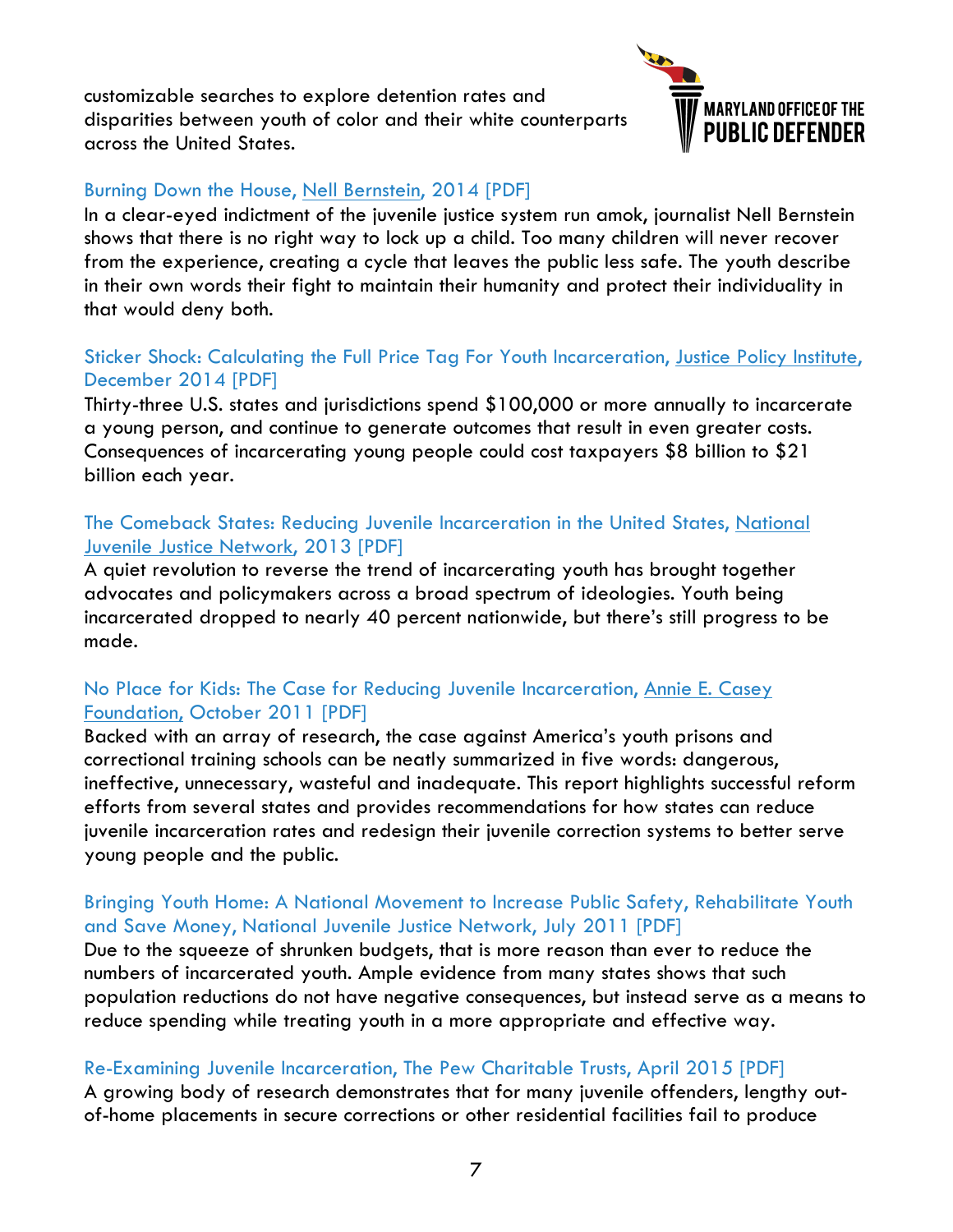customizable searches to explore detention rates and disparities between youth of color and their white counterparts across the United States.

Burning Down the House, Nell Bernstein, 2014 [PDF]
In a clear-eyed indictment of the juvenile justice system run amok, journalist Nell Bernstein shows that there is no right way to lock up a child. Too many children will never recover from the experience, creating a cycle that leaves the public less safe. The youth describe in their own words their fight to maintain their humanity and protect their individuality in that would deny both.

Sticker Shock: Calculating the Full Price Tag For Youth Incarceration, Justice Policy Institute, December 2014 [PDF]
Thirty-three U.S. states and jurisdictions spend $100,000 or more annually to incarcerate a young person, and continue to generate outcomes that result in even greater costs. Consequences of incarcerating young people could cost taxpayers $8 billion to $21 billion each year.

The Comeback States: Reducing Juvenile Incarceration in the United States, National Juvenile Justice Network, 2013 [PDF]
A quiet revolution to reverse the trend of incarcerating youth has brought together advocates and policymakers across a broad spectrum of ideologies. Youth being incarcerated dropped to nearly 40 percent nationwide, but there's still progress to be made.

No Place for Kids: The Case for Reducing Juvenile Incarceration, Annie E. Casey Foundation, October 2011 [PDF]
Backed with an array of research, the case against America's youth prisons and correctional training schools can be neatly summarized in five words: dangerous, ineffective, unnecessary, wasteful and inadequate. This report highlights successful reform efforts from several states and provides recommendations for how states can reduce juvenile incarceration rates and redesign their juvenile correction systems to better serve young people and the public.

Bringing Youth Home: A National Movement to Increase Public Safety, Rehabilitate Youth and Save Money, National Juvenile Justice Network, July 2011 [PDF]
Due to the squeeze of shrunken budgets, that is more reason than ever to reduce the numbers of incarcerated youth. Ample evidence from many states shows that such population reductions do not have negative consequences, but instead serve as a means to reduce spending while treating youth in a more appropriate and effective way.

Re-Examining Juvenile Incarceration, The Pew Charitable Trusts, April 2015 [PDF]
A growing body of research demonstrates that for many juvenile offenders, lengthy out-of-home placements in secure corrections or other residential facilities fail to produce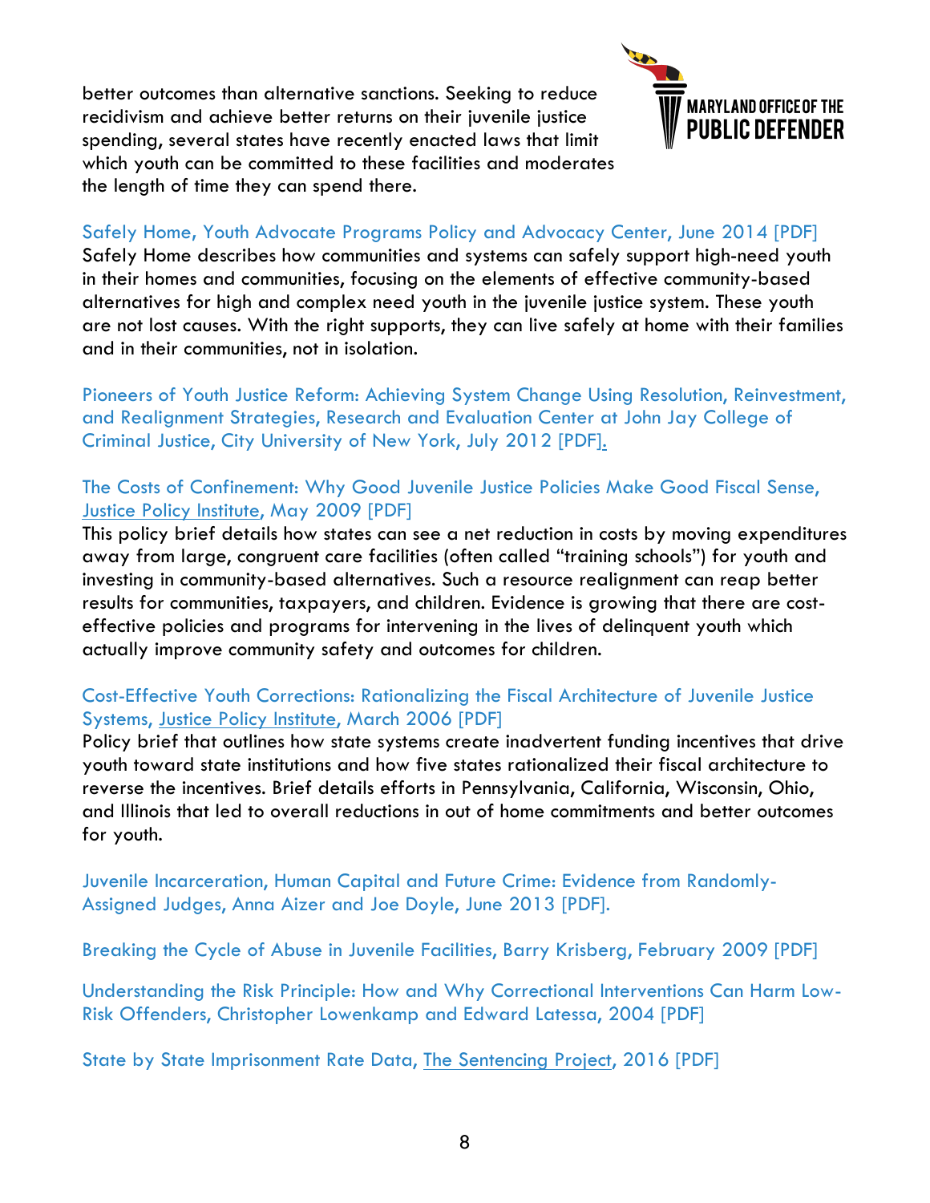better outcomes than alternative sanctions. Seeking to reduce recidivism and achieve better returns on their juvenile justice spending, several states have recently enacted laws that limit which youth can be committed to these facilities and moderates the length of time they can spend there.

Safely Home, Youth Advocate Programs Policy and Advocacy Center, June 2014 [PDF]
Safely Home describes how communities and systems can safely support high-need youth in their homes and communities, focusing on the elements of effective community-based alternatives for high and complex need youth in the juvenile justice system. These youth are not lost causes. With the right supports, they can live safely at home with their families and in their communities, not in isolation.

Pioneers of Youth Justice Reform: Achieving System Change Using Resolution, Reinvestment, and Realignment Strategies, Research and Evaluation Center at John Jay College of Criminal Justice, City University of New York, July 2012 [PDF].

The Costs of Confinement: Why Good Juvenile Justice Policies Make Good Fiscal Sense, Justice Policy Institute, May 2009 [PDF]
This policy brief details how states can see a net reduction in costs by moving expenditures away from large, congruent care facilities (often called "training schools") for youth and investing in community-based alternatives. Such a resource realignment can reap better results for communities, taxpayers, and children. Evidence is growing that there are cost-effective policies and programs for intervening in the lives of delinquent youth which actually improve community safety and outcomes for children.

Cost-Effective Youth Corrections: Rationalizing the Fiscal Architecture of Juvenile Justice Systems, Justice Policy Institute, March 2006 [PDF]
Policy brief that outlines how state systems create inadvertent funding incentives that drive youth toward state institutions and how five states rationalized their fiscal architecture to reverse the incentives. Brief details efforts in Pennsylvania, California, Wisconsin, Ohio, and Illinois that led to overall reductions in out of home commitments and better outcomes for youth.

Juvenile Incarceration, Human Capital and Future Crime: Evidence from Randomly-Assigned Judges, Anna Aizer and Joe Doyle, June 2013 [PDF].

Breaking the Cycle of Abuse in Juvenile Facilities, Barry Krisberg, February 2009 [PDF]

Understanding the Risk Principle: How and Why Correctional Interventions Can Harm Low-Risk Offenders, Christopher Lowenkamp and Edward Latessa, 2004 [PDF]

State by State Imprisonment Rate Data, The Sentencing Project, 2016 [PDF]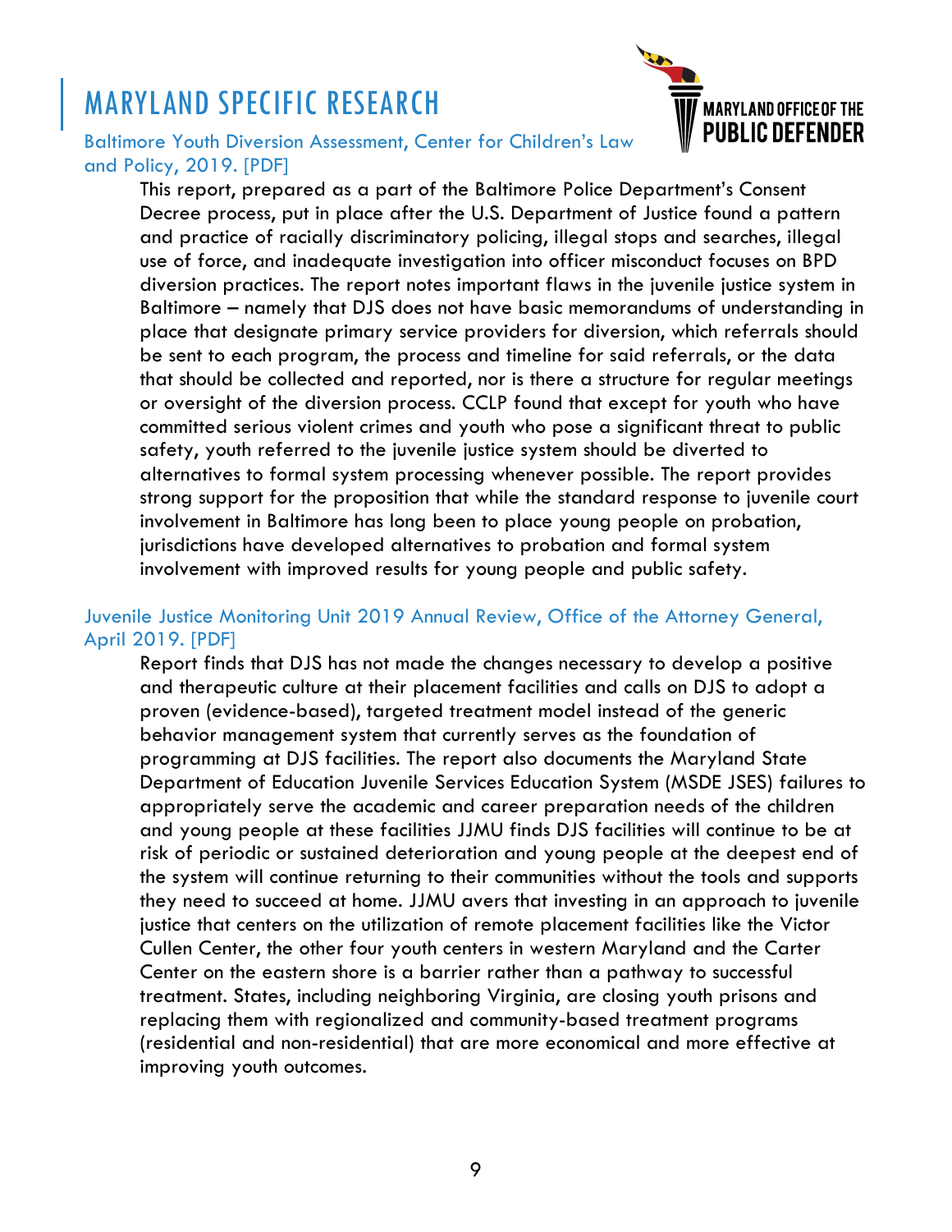# MARYLAND SPECIFIC RESEARCH

Baltimore Youth Diversion Assessment, Center for Children's Law and Policy, 2019. [PDF]

This report, prepared as a part of the Baltimore Police Department's Consent Decree process, put in place after the U.S. Department of Justice found a pattern and practice of racially discriminatory policing, illegal stops and searches, illegal use of force, and inadequate investigation into officer misconduct focuses on BPD diversion practices. The report notes important flaws in the juvenile justice system in Baltimore – namely that DJS does not have basic memorandums of understanding in place that designate primary service providers for diversion, which referrals should be sent to each program, the process and timeline for said referrals, or the data that should be collected and reported, nor is there a structure for regular meetings or oversight of the diversion process. CCLP found that except for youth who have committed serious violent crimes and youth who pose a significant threat to public safety, youth referred to the juvenile justice system should be diverted to alternatives to formal system processing whenever possible. The report provides strong support for the proposition that while the standard response to juvenile court involvement in Baltimore has long been to place young people on probation, jurisdictions have developed alternatives to probation and formal system involvement with improved results for young people and public safety.

Juvenile Justice Monitoring Unit 2019 Annual Review, Office of the Attorney General, April 2019. [PDF]

Report finds that DJS has not made the changes necessary to develop a positive and therapeutic culture at their placement facilities and calls on DJS to adopt a proven (evidence-based), targeted treatment model instead of the generic behavior management system that currently serves as the foundation of programming at DJS facilities. The report also documents the Maryland State Department of Education Juvenile Services Education System (MSDE JSES) failures to appropriately serve the academic and career preparation needs of the children and young people at these facilities JJMU finds DJS facilities will continue to be at risk of periodic or sustained deterioration and young people at the deepest end of the system will continue returning to their communities without the tools and supports they need to succeed at home. JJMU avers that investing in an approach to juvenile justice that centers on the utilization of remote placement facilities like the Victor Cullen Center, the other four youth centers in western Maryland and the Carter Center on the eastern shore is a barrier rather than a pathway to successful treatment. States, including neighboring Virginia, are closing youth prisons and replacing them with regionalized and community-based treatment programs (residential and non-residential) that are more economical and more effective at improving youth outcomes.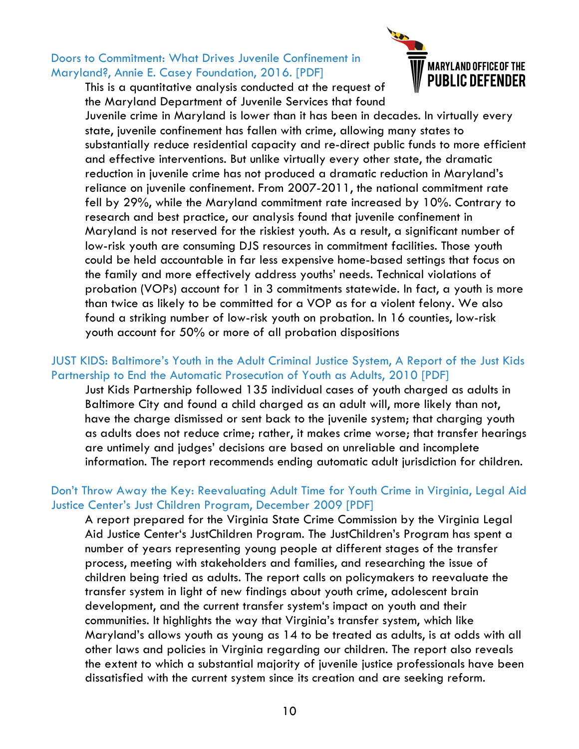[Doors to Commitment: What Drives Juvenile Confinement in Maryland?, Annie E. Casey Foundation, 2016. [PDF]]

This is a quantitative analysis conducted at the request of the Maryland Department of Juvenile Services that found Juvenile crime in Maryland is lower than it has been in decades. In virtually every state, juvenile confinement has fallen with crime, allowing many states to substantially reduce residential capacity and re-direct public funds to more efficient and effective interventions. But unlike virtually every other state, the dramatic reduction in juvenile crime has not produced a dramatic reduction in Maryland's reliance on juvenile confinement. From 2007-2011, the national commitment rate fell by 29%, while the Maryland commitment rate increased by 10%. Contrary to research and best practice, our analysis found that juvenile confinement in Maryland is not reserved for the riskiest youth. As a result, a significant number of low-risk youth are consuming DJS resources in commitment facilities. Those youth could be held accountable in far less expensive home-based settings that focus on the family and more effectively address youths' needs. Technical violations of probation (VOPs) account for 1 in 3 commitments statewide. In fact, a youth is more than twice as likely to be committed for a VOP as for a violent felony. We also found a striking number of low-risk youth on probation. In 16 counties, low-risk youth account for 50% or more of all probation dispositions

[JUST KIDS: Baltimore's Youth in the Adult Criminal Justice System, A Report of the Just Kids Partnership to End the Automatic Prosecution of Youth as Adults, 2010 [PDF]]

Just Kids Partnership followed 135 individual cases of youth charged as adults in Baltimore City and found a child charged as an adult will, more likely than not, have the charge dismissed or sent back to the juvenile system; that charging youth as adults does not reduce crime; rather, it makes crime worse; that transfer hearings are untimely and judges' decisions are based on unreliable and incomplete information. The report recommends ending automatic adult jurisdiction for children.

[Don't Throw Away the Key: Reevaluating Adult Time for Youth Crime in Virginia, Legal Aid Justice Center's Just Children Program, December 2009 [PDF]]

A report prepared for the Virginia State Crime Commission by the Virginia Legal Aid Justice Center's JustChildren Program. The JustChildren's Program has spent a number of years representing young people at different stages of the transfer process, meeting with stakeholders and families, and researching the issue of children being tried as adults. The report calls on policymakers to reevaluate the transfer system in light of new findings about youth crime, adolescent brain development, and the current transfer system's impact on youth and their communities. It highlights the way that Virginia's transfer system, which like Maryland's allows youth as young as 14 to be treated as adults, is at odds with all other laws and policies in Virginia regarding our children. The report also reveals the extent to which a substantial majority of juvenile justice professionals have been dissatisfied with the current system since its creation and are seeking reform.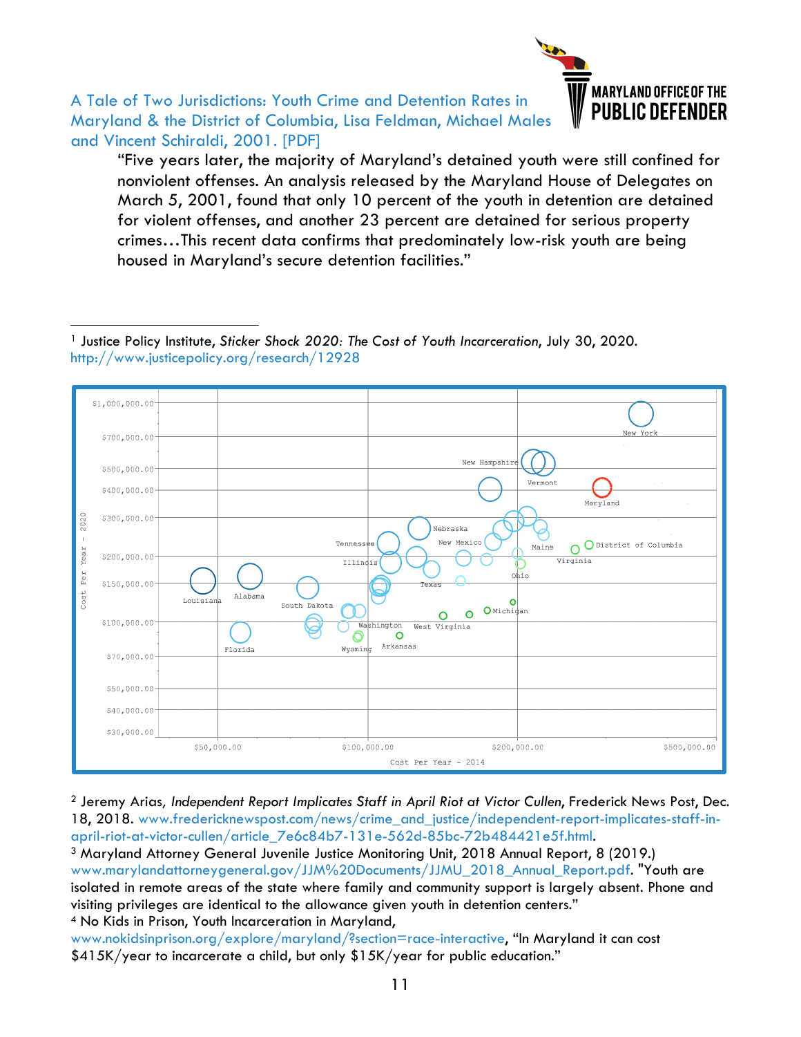A Tale of Two Jurisdictions: Youth Crime and Detention Rates in Maryland & the District of Columbia, Lisa Feldman, Michael Males and Vincent Schiraldi, 2001. [PDF]

> "Five years later, the majority of Maryland's detained youth were still confined for nonviolent offenses. An analysis released by the Maryland House of Delegates on March 5, 2001, found that only 10 percent of the youth in detention are detained for violent offenses, and another 23 percent are detained for serious property crimes…This recent data confirms that predominately low-risk youth are being housed in Maryland's secure detention facilities."

---

[1] Justice Policy Institute, *Sticker Shock 2020: The Cost of Youth Incarceration*, July 30, 2020. http://www.justicepolicy.org/research/12928

[2] Jeremy Arias, *Independent Report Implicates Staff in April Riot at Victor Cullen*, Frederick News Post, Dec. 18, 2018. www.fredericknewspost.com/news/crime_and_justice/independent-report-implicates-staff-in-april-riot-at-victor-cullen/article_7e6c84b7-131e-562d-85bc-72b484421e5f.html.

[3] Maryland Attorney General Juvenile Justice Monitoring Unit, 2018 Annual Report, 8 (2019.) www.marylandattorneygeneral.gov/JJM%20Documents/JJMU_2018_Annual_Report.pdf. "Youth are isolated in remote areas of the state where family and community support is largely absent. Phone and visiting privileges are identical to the allowance given youth in detention centers."

[4] No Kids in Prison, Youth Incarceration in Maryland, www.nokidsinprison.org/explore/maryland/?section=race-interactive, "In Maryland it can cost $415K/year to incarcerate a child, but only $15K/year for public education."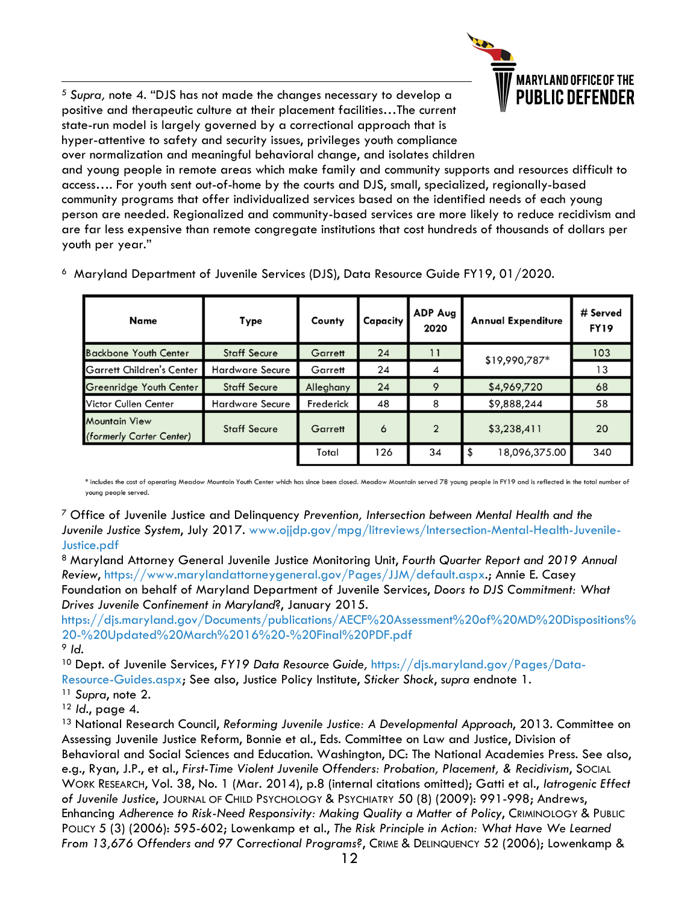[5] *Supra,* note 4. "DJS has not made the changes necessary to develop a positive and therapeutic culture at their placement facilities…The current state-run model is largely governed by a correctional approach that is hyper-attentive to safety and security issues, privileges youth compliance over normalization and meaningful behavioral change, and isolates children and young people in remote areas which make family and community supports and resources difficult to access…. For youth sent out-of-home by the courts and DJS, small, specialized, regionally-based community programs that offer individualized services based on the identified needs of each young person are needed. Regionalized and community-based services are more likely to reduce recidivism and are far less expensive than remote congregate institutions that cost hundreds of thousands of dollars per youth per year."

[6] Maryland Department of Juvenile Services (DJS), Data Resource Guide FY19, 01/2020.

| Name | Type | County | Capacity | ADP Aug 2020 | Annual Expenditure | # Served FY19 |
|---|---|---|---|---|---|---|
| Backbone Youth Center | Staff Secure | Garrett | 24 | 11 | $19,990,787* | 103 |
| Garrett Children's Center | Hardware Secure | Garrett | 24 | 4 | | 13 |
| Greenridge Youth Center | Staff Secure | Alleghany | 24 | 9 | $4,969,720 | 68 |
| Victor Cullen Center | Hardware Secure | Frederick | 48 | 8 | $9,888,244 | 58 |
| Mountain View *(formerly Carter Center)* | Staff Secure | Garrett | 6 | 2 | $3,238,411 | 20 |
| | | Total | 126 | 34 | $ 18,096,375.00 | 340 |

\* includes the cost of operating Meadow Mountain Youth Center which has since been closed. Meadow Mountain served 78 young people in FY19 and is reflected in the total number of young people served.

[7] Office of Juvenile Justice and Delinquency *Prevention, Intersection between Mental Health and the Juvenile Justice System*, July 2017. www.ojjdp.gov/mpg/litreviews/Intersection-Mental-Health-Juvenile-Justice.pdf

[8] Maryland Attorney General Juvenile Justice Monitoring Unit, *Fourth Quarter Report and 2019 Annual Review*, https://www.marylandattorneygeneral.gov/Pages/JJM/default.aspx.; Annie E. Casey Foundation on behalf of Maryland Department of Juvenile Services, *Doors to DJS Commitment: What Drives Juvenile Confinement in Maryland?*, January 2015. https://djs.maryland.gov/Documents/publications/AECF%20Assessment%20of%20MD%20Dispositions%20-%20Updated%20March%2016%20-%20Final%20PDF.pdf

[9] *Id.*

[10] Dept. of Juvenile Services, *FY19 Data Resource Guide,* https://djs.maryland.gov/Pages/Data-Resource-Guides.aspx; See also, Justice Policy Institute, *Sticker Shock*, *supra* endnote 1.

[11] *Supra*, note 2.

[12] *Id.*, page 4.

[13] National Research Council, *Reforming Juvenile Justice: A Developmental Approach*, 2013. Committee on Assessing Juvenile Justice Reform, Bonnie et al., Eds. Committee on Law and Justice, Division of Behavioral and Social Sciences and Education. Washington, DC: The National Academies Press. See also, e.g., Ryan, J.P., et al., *First-Time Violent Juvenile Offenders: Probation, Placement, & Recidivism*, Social Work Research, Vol. 38, No. 1 (Mar. 2014), p.8 (internal citations omitted); Gatti et al., *Iatrogenic Effect of Juvenile Justice*, Journal of Child Psychology & Psychiatry 50 (8) (2009): 991-998; Andrews, Enhancing *Adherence to Risk-Need Responsivity: Making Quality a Matter of Policy*, Criminology & Public Policy 5 (3) (2006): 595-602; Lowenkamp et al., *The Risk Principle in Action: What Have We Learned From 13,676 Offenders and 97 Correctional Programs?*, Crime & Delinquency 52 (2006); Lowenkamp &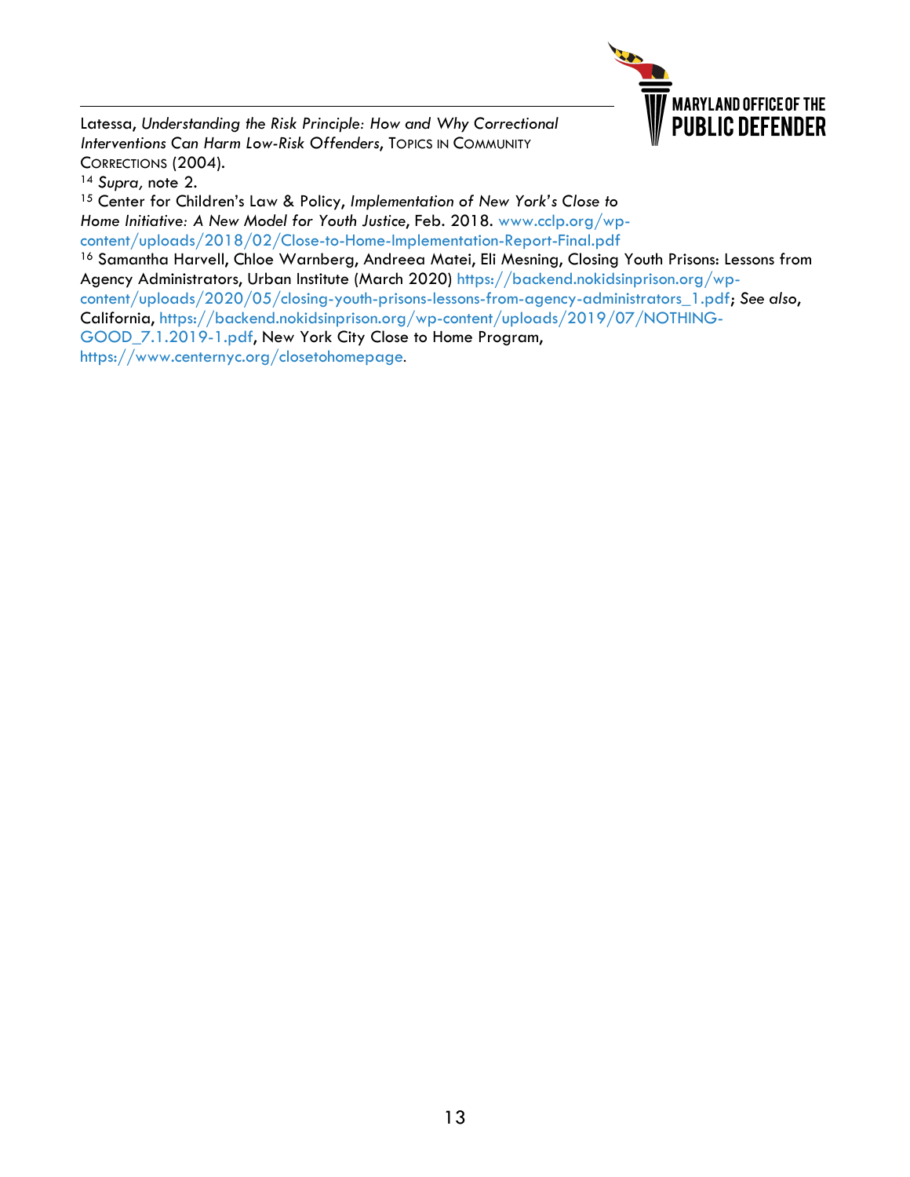Latessa, *Understanding the Risk Principle: How and Why Correctional Interventions Can Harm Low-Risk Offenders*, TOPICS IN COMMUNITY CORRECTIONS (2004).

[14] *Supra,* note 2.

[15] Center for Children's Law & Policy, *Implementation of New York's Close to Home Initiative: A New Model for Youth Justice*, Feb. 2018. www.cclp.org/wp-content/uploads/2018/02/Close-to-Home-Implementation-Report-Final.pdf

[16] Samantha Harvell, Chloe Warnberg, Andreea Matei, Eli Mesning, Closing Youth Prisons: Lessons from Agency Administrators, Urban Institute (March 2020) https://backend.nokidsinprison.org/wp-content/uploads/2020/05/closing-youth-prisons-lessons-from-agency-administrators_1.pdf; *See also*, California, https://backend.nokidsinprison.org/wp-content/uploads/2019/07/NOTHING-GOOD_7.1.2019-1.pdf, New York City Close to Home Program, https://www.centernyc.org/closetohomepage.